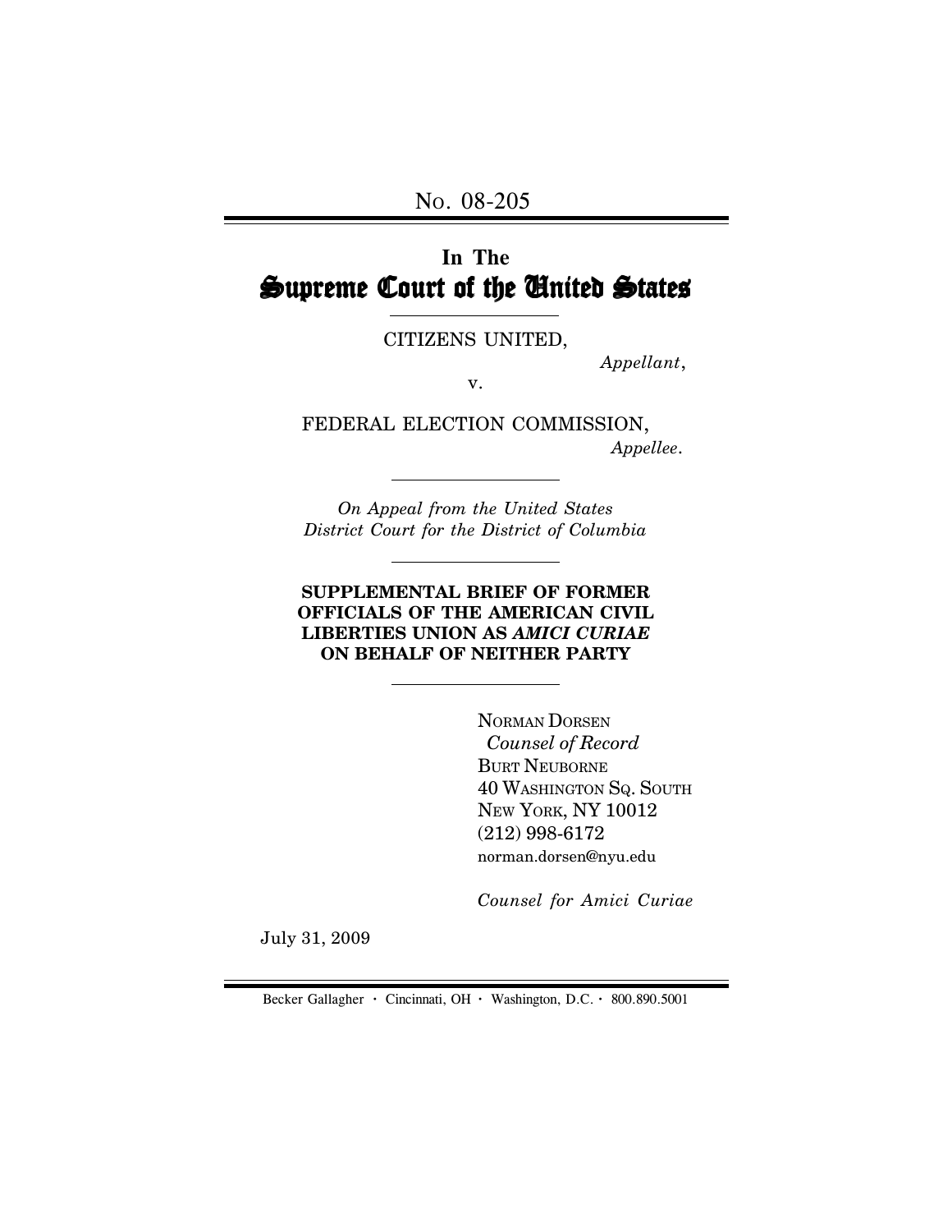No. 08-205

# In The Supreme Court of the United States

CITIZENS UNITED,

*Appellant*,

v.

FEDERAL ELECTION COMMISSION,

*Appellee*.

*On Appeal from the United States District Court for the District of Columbia*

**SUPPLEMENTAL BRIEF OF FORMER OFFICIALS OF THE AMERICAN CIVIL LIBERTIES UNION AS *AMICI CURIAE* ON BEHALF OF NEITHER PARTY**

NORMAN DORSEN
*Counsel of Record*
BURT NEUBORNE
40 WASHINGTON SQ. SOUTH
NEW YORK, NY 10012
(212) 998-6172
norman.dorsen@nyu.edu

*Counsel for Amici Curiae*

July 31, 2009

Becker Gallagher · Cincinnati, OH · Washington, D.C. · 800.890.5001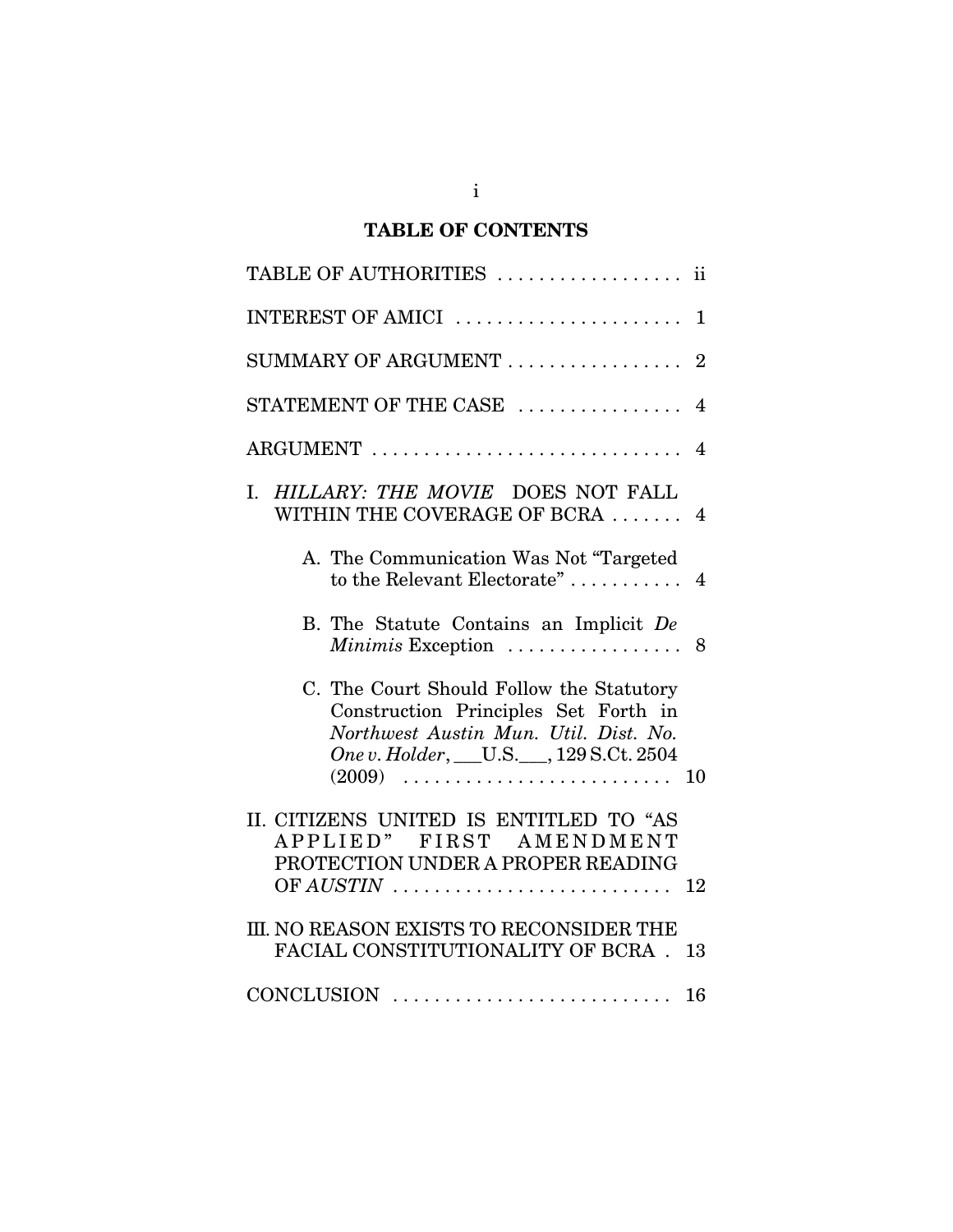# TABLE OF CONTENTS

TABLE OF AUTHORITIES . . . . . . . . . . . . . . . . . . ii

INTEREST OF AMICI . . . . . . . . . . . . . . . . . . . . . . 1

SUMMARY OF ARGUMENT . . . . . . . . . . . . . . . . . 2

STATEMENT OF THE CASE . . . . . . . . . . . . . . . . 4

ARGUMENT . . . . . . . . . . . . . . . . . . . . . . . . . . . . . . 4

I. *HILLARY: THE MOVIE* DOES NOT FALL WITHIN THE COVERAGE OF BCRA . . . . . . . 4

   A. The Communication Was Not "Targeted to the Relevant Electorate" . . . . . . . . . . . 4

   B. The Statute Contains an Implicit *De Minimis* Exception . . . . . . . . . . . . . . . . . 8

   C. The Court Should Follow the Statutory Construction Principles Set Forth in *Northwest Austin Mun. Util. Dist. No. One v. Holder*, ___U.S.___, 129 S.Ct. 2504 (2009) . . . . . . . . . . . . . . . . . . . . . . . . . . 10

II. CITIZENS UNITED IS ENTITLED TO "AS APPLIED" FIRST AMENDMENT PROTECTION UNDER A PROPER READING OF *AUSTIN* . . . . . . . . . . . . . . . . . . . . . . . . . . . 12

III. NO REASON EXISTS TO RECONSIDER THE FACIAL CONSTITUTIONALITY OF BCRA . 13

CONCLUSION . . . . . . . . . . . . . . . . . . . . . . . . . . . 16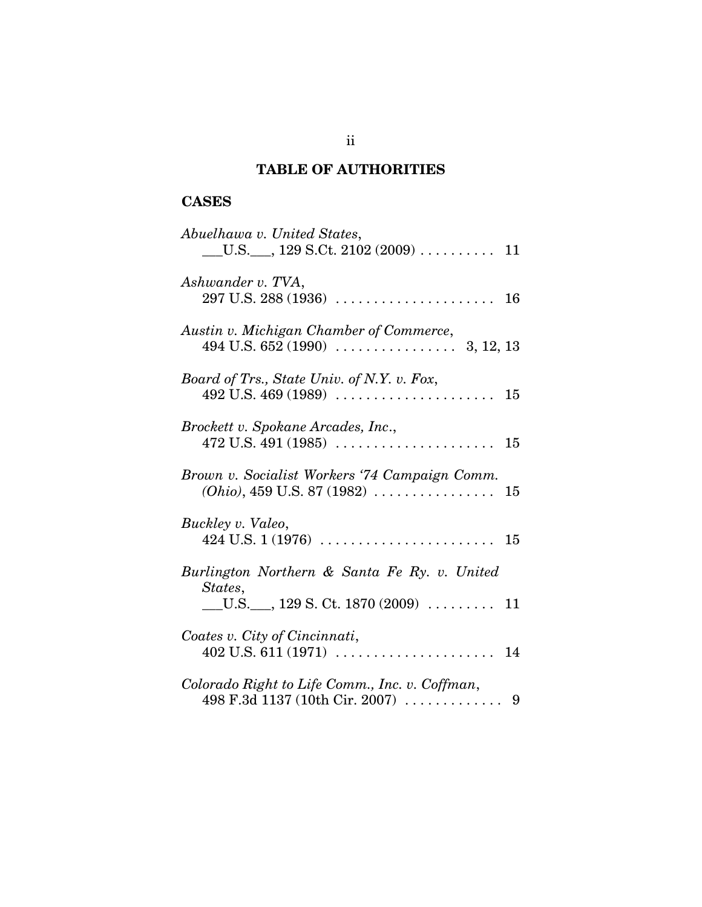# TABLE OF AUTHORITIES

## CASES

*Abuelhawa v. United States*, ___U.S.___, 129 S.Ct. 2102 (2009) .......... 11

*Ashwander v. TVA*, 297 U.S. 288 (1936) ...................... 16

*Austin v. Michigan Chamber of Commerce*, 494 U.S. 652 (1990) ................ 3, 12, 13

*Board of Trs., State Univ. of N.Y. v. Fox*, 492 U.S. 469 (1989) ...................... 15

*Brockett v. Spokane Arcades, Inc.*, 472 U.S. 491 (1985) ...................... 15

*Brown v. Socialist Workers '74 Campaign Comm. (Ohio)*, 459 U.S. 87 (1982) ................ 15

*Buckley v. Valeo*, 424 U.S. 1 (1976) ........................ 15

*Burlington Northern & Santa Fe Ry. v. United States*, ___U.S.___, 129 S. Ct. 1870 (2009) ......... 11

*Coates v. City of Cincinnati*, 402 U.S. 611 (1971) ...................... 14

*Colorado Right to Life Comm., Inc. v. Coffman*, 498 F.3d 1137 (10th Cir. 2007) ............. 9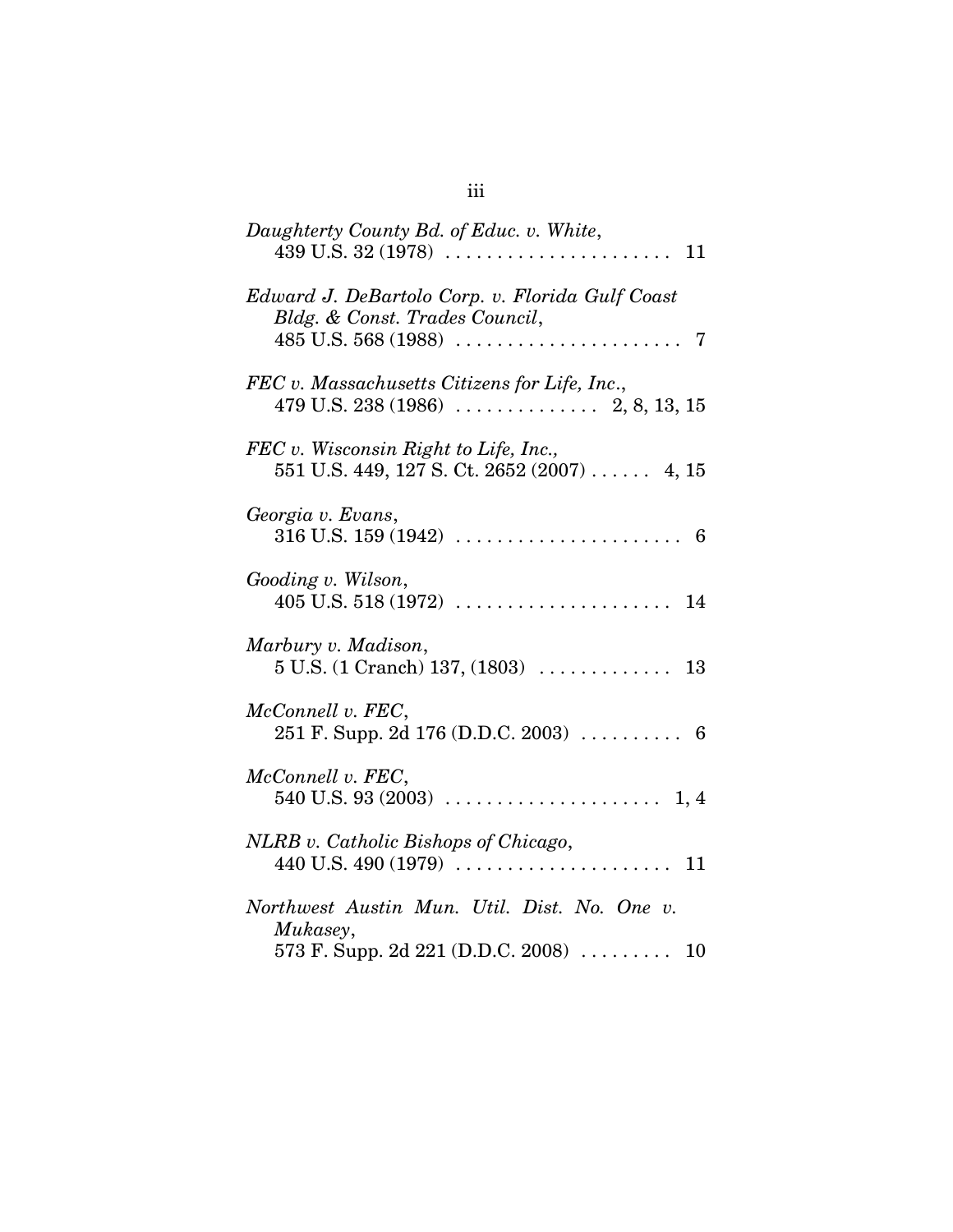*Daughterty County Bd. of Educ. v. White*,
439 U.S. 32 (1978) . . . . . . . . . . . . . . . . . . . . . . 11

*Edward J. DeBartolo Corp. v. Florida Gulf Coast Bldg. & Const. Trades Council*,
485 U.S. 568 (1988) . . . . . . . . . . . . . . . . . . . . . . 7

*FEC v. Massachusetts Citizens for Life, Inc.*,
479 U.S. 238 (1986) . . . . . . . . . . . . . . 2, 8, 13, 15

*FEC v. Wisconsin Right to Life, Inc.,*
551 U.S. 449, 127 S. Ct. 2652 (2007) . . . . . . 4, 15

*Georgia v. Evans*,
316 U.S. 159 (1942) . . . . . . . . . . . . . . . . . . . . . . 6

*Gooding v. Wilson*,
405 U.S. 518 (1972) . . . . . . . . . . . . . . . . . . . . . 14

*Marbury v. Madison*,
5 U.S. (1 Cranch) 137, (1803) . . . . . . . . . . . . . 13

*McConnell v. FEC*,
251 F. Supp. 2d 176 (D.D.C. 2003) . . . . . . . . . . 6

*McConnell v. FEC*,
540 U.S. 93 (2003) . . . . . . . . . . . . . . . . . . . . . 1, 4

*NLRB v. Catholic Bishops of Chicago*,
440 U.S. 490 (1979) . . . . . . . . . . . . . . . . . . . . . 11

*Northwest Austin Mun. Util. Dist. No. One v. Mukasey*,
573 F. Supp. 2d 221 (D.D.C. 2008) . . . . . . . . . 10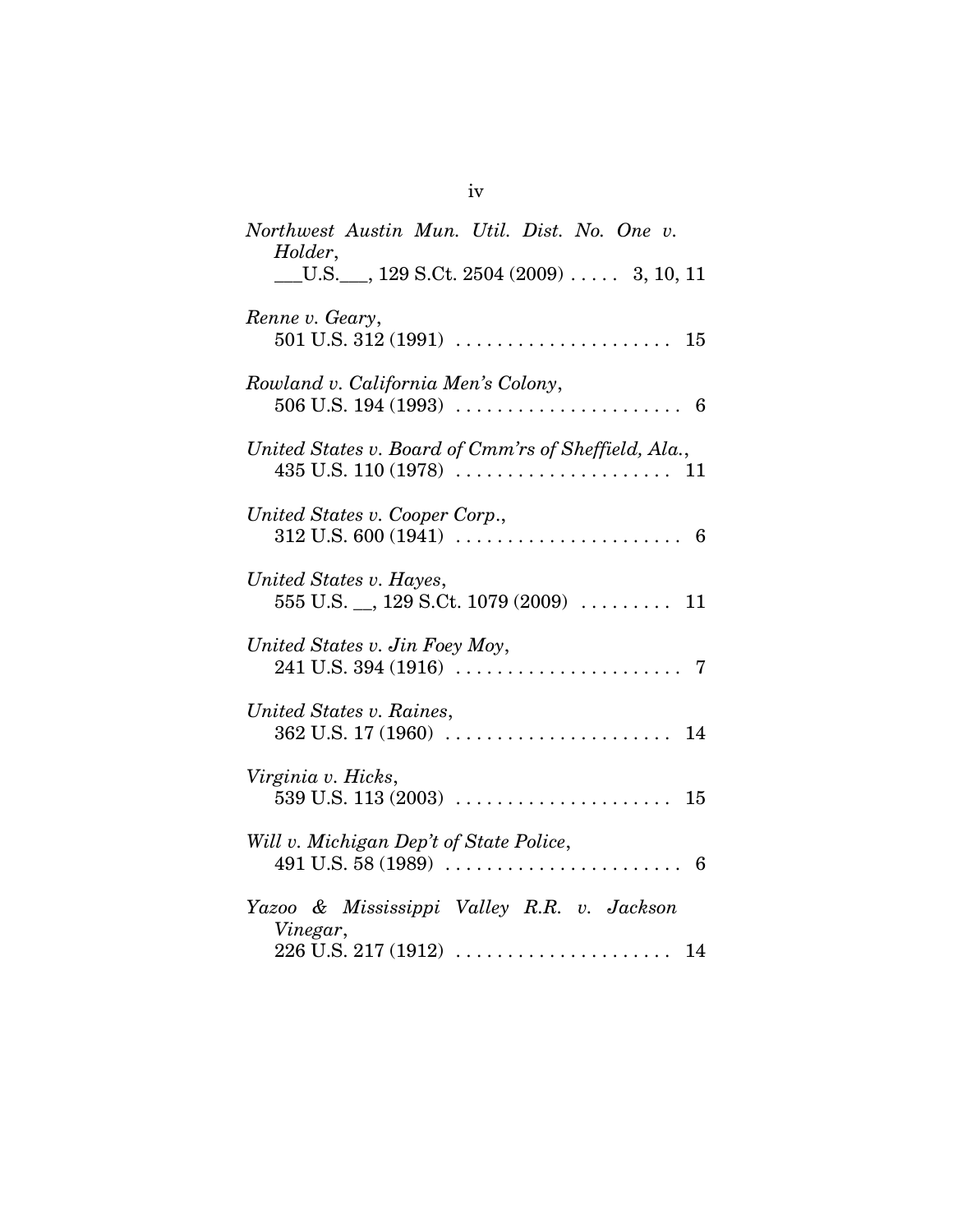*Northwest Austin Mun. Util. Dist. No. One v. Holder*,
___U.S.___, 129 S.Ct. 2504 (2009) . . . . . 3, 10, 11

*Renne v. Geary*,
501 U.S. 312 (1991) . . . . . . . . . . . . . . . . . . . . . . 15

*Rowland v. California Men's Colony*,
506 U.S. 194 (1993) . . . . . . . . . . . . . . . . . . . . . . . 6

*United States v. Board of Cmm'rs of Sheffield, Ala.*,
435 U.S. 110 (1978) . . . . . . . . . . . . . . . . . . . . . . 11

*United States v. Cooper Corp.*,
312 U.S. 600 (1941) . . . . . . . . . . . . . . . . . . . . . . . 6

*United States v. Hayes*,
555 U.S. __, 129 S.Ct. 1079 (2009) . . . . . . . . . 11

*United States v. Jin Foey Moy*,
241 U.S. 394 (1916) . . . . . . . . . . . . . . . . . . . . . . . 7

*United States v. Raines*,
362 U.S. 17 (1960) . . . . . . . . . . . . . . . . . . . . . . . 14

*Virginia v. Hicks*,
539 U.S. 113 (2003) . . . . . . . . . . . . . . . . . . . . . . 15

*Will v. Michigan Dep't of State Police*,
491 U.S. 58 (1989) . . . . . . . . . . . . . . . . . . . . . . . . 6

*Yazoo & Mississippi Valley R.R. v. Jackson Vinegar*,
226 U.S. 217 (1912) . . . . . . . . . . . . . . . . . . . . . . 14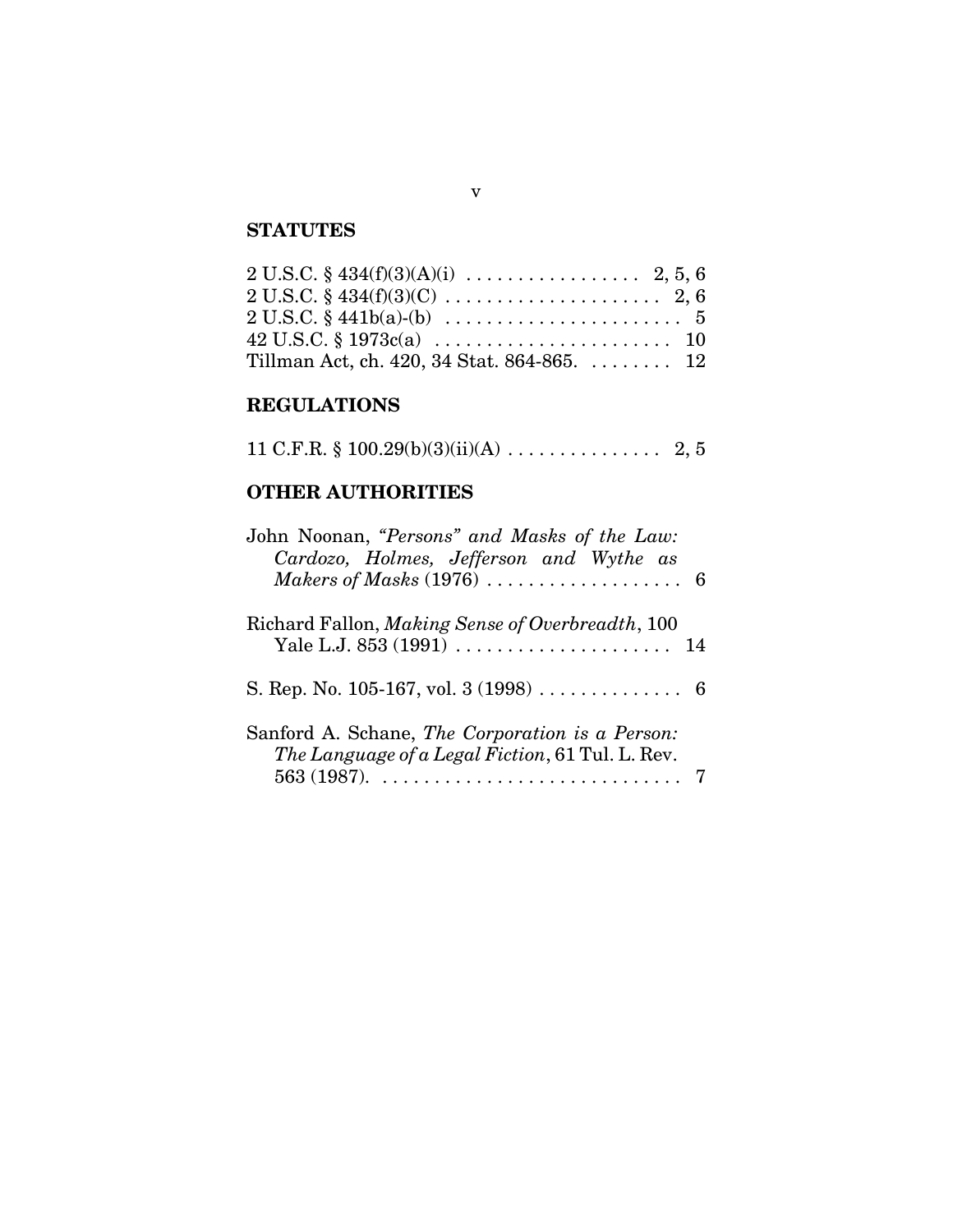## STATUTES

2 U.S.C. § 434(f)(3)(A)(i) . . . . . . . . . . . . . . . . . 2, 5, 6
2 U.S.C. § 434(f)(3)(C) . . . . . . . . . . . . . . . . . . . . . 2, 6
2 U.S.C. § 441b(a)-(b) . . . . . . . . . . . . . . . . . . . . . . . 5
42 U.S.C. § 1973c(a) . . . . . . . . . . . . . . . . . . . . . . . 10
Tillman Act, ch. 420, 34 Stat. 864-865. . . . . . . . . 12

## REGULATIONS

11 C.F.R. § 100.29(b)(3)(ii)(A) . . . . . . . . . . . . . . . 2, 5

## OTHER AUTHORITIES

John Noonan, *"Persons" and Masks of the Law: Cardozo, Holmes, Jefferson and Wythe as Makers of Masks* (1976) . . . . . . . . . . . . . . . . . . . 6

Richard Fallon, *Making Sense of Overbreadth*, 100 Yale L.J. 853 (1991) . . . . . . . . . . . . . . . . . . . . . 14

S. Rep. No. 105-167, vol. 3 (1998) . . . . . . . . . . . . . . 6

Sanford A. Schane, *The Corporation is a Person: The Language of a Legal Fiction*, 61 Tul. L. Rev. 563 (1987). . . . . . . . . . . . . . . . . . . . . . . . . . . . . 7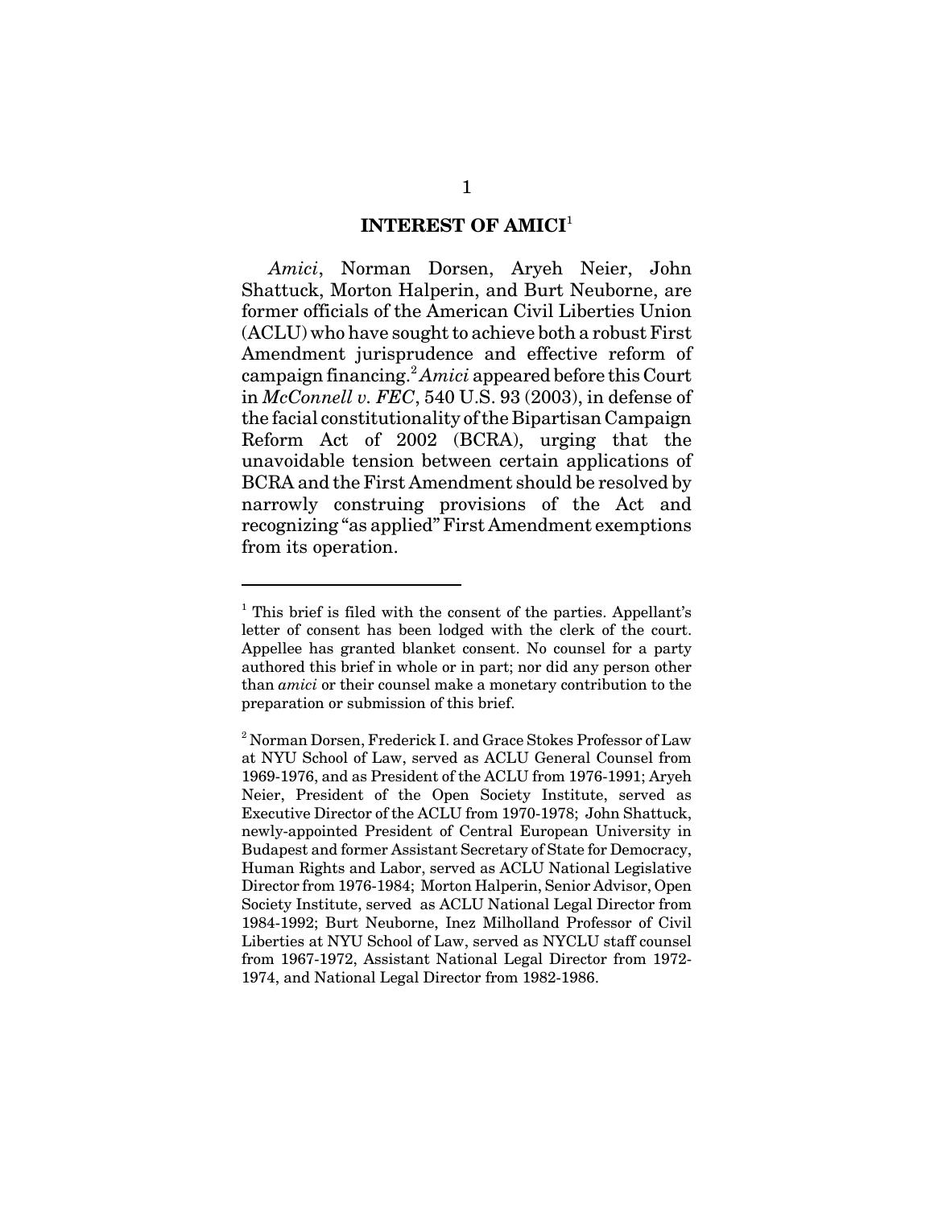## INTEREST OF AMICI[1]

*Amici*, Norman Dorsen, Aryeh Neier, John Shattuck, Morton Halperin, and Burt Neuborne, are former officials of the American Civil Liberties Union (ACLU) who have sought to achieve both a robust First Amendment jurisprudence and effective reform of campaign financing.[2] *Amici* appeared before this Court in *McConnell v. FEC*, 540 U.S. 93 (2003), in defense of the facial constitutionality of the Bipartisan Campaign Reform Act of 2002 (BCRA), urging that the unavoidable tension between certain applications of BCRA and the First Amendment should be resolved by narrowly construing provisions of the Act and recognizing "as applied" First Amendment exemptions from its operation.

---

[1] This brief is filed with the consent of the parties. Appellant's letter of consent has been lodged with the clerk of the court. Appellee has granted blanket consent. No counsel for a party authored this brief in whole or in part; nor did any person other than *amici* or their counsel make a monetary contribution to the preparation or submission of this brief.

[2] Norman Dorsen, Frederick I. and Grace Stokes Professor of Law at NYU School of Law, served as ACLU General Counsel from 1969-1976, and as President of the ACLU from 1976-1991; Aryeh Neier, President of the Open Society Institute, served as Executive Director of the ACLU from 1970-1978; John Shattuck, newly-appointed President of Central European University in Budapest and former Assistant Secretary of State for Democracy, Human Rights and Labor, served as ACLU National Legislative Director from 1976-1984; Morton Halperin, Senior Advisor, Open Society Institute, served as ACLU National Legal Director from 1984-1992; Burt Neuborne, Inez Milholland Professor of Civil Liberties at NYU School of Law, served as NYCLU staff counsel from 1967-1972, Assistant National Legal Director from 1972-1974, and National Legal Director from 1982-1986.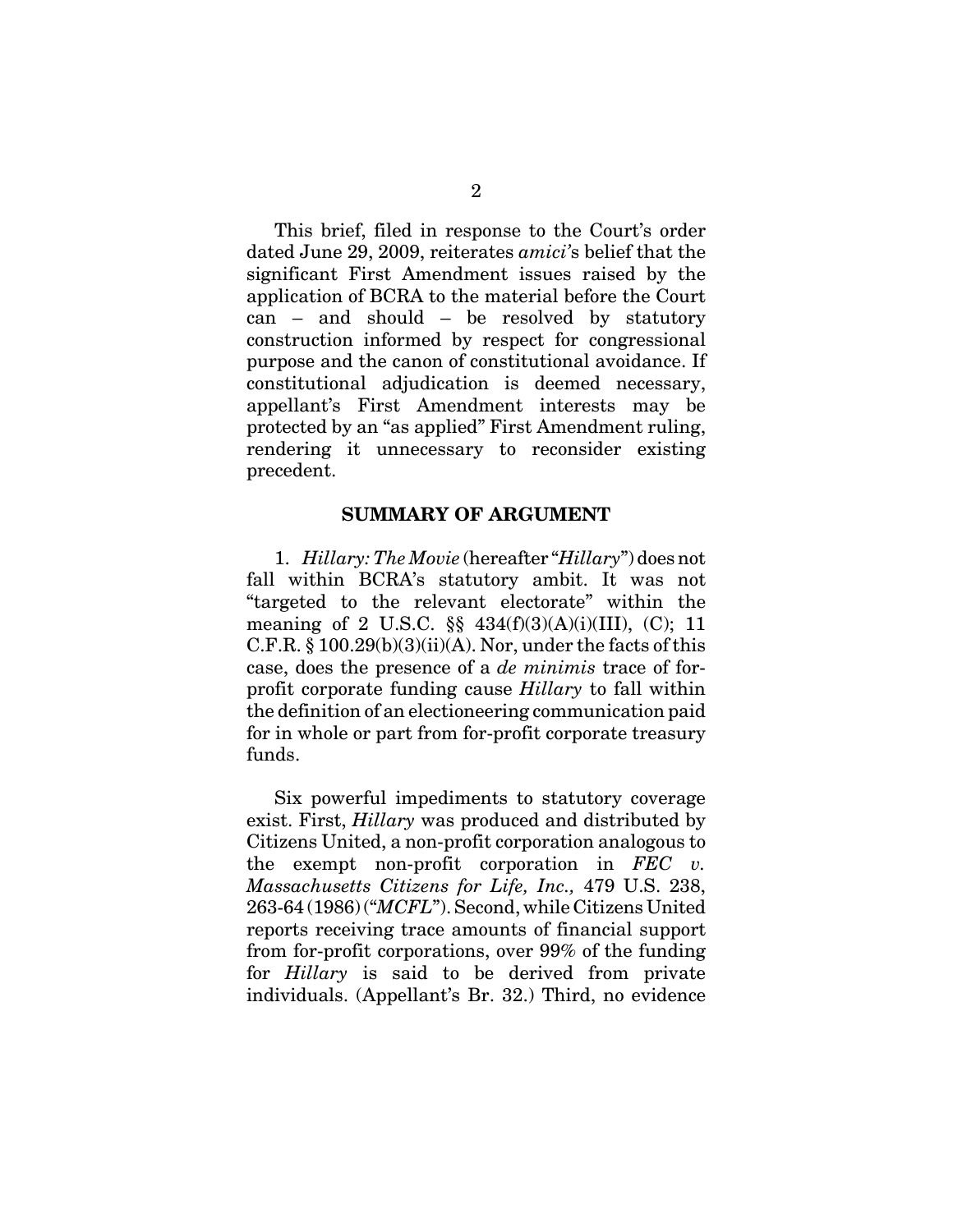This brief, filed in response to the Court's order dated June 29, 2009, reiterates *amici'*s belief that the significant First Amendment issues raised by the application of BCRA to the material before the Court can – and should – be resolved by statutory construction informed by respect for congressional purpose and the canon of constitutional avoidance. If constitutional adjudication is deemed necessary, appellant's First Amendment interests may be protected by an "as applied" First Amendment ruling, rendering it unnecessary to reconsider existing precedent.

## SUMMARY OF ARGUMENT

1. *Hillary: The Movie* (hereafter "*Hillary*") does not fall within BCRA's statutory ambit. It was not "targeted to the relevant statutory electorate" within the meaning of 2 U.S.C. §§ 434(f)(3)(A)(i)(III), (C); 11 C.F.R. § 100.29(b)(3)(ii)(A). Nor, under the facts of this case, does the presence of a *de minimis* trace of for-profit corporate funding cause *Hillary* to fall within the definition of an electioneering communication paid for in whole or part from for-profit corporate treasury funds.

Six powerful impediments to statutory coverage exist. First, *Hillary* was produced and distributed by Citizens United, a non-profit corporation analogous to the exempt non-profit corporation in *FEC v. Massachusetts Citizens for Life, Inc.,* 479 U.S. 238, 263-64 (1986) ("*MCFL*"). Second, while Citizens United reports receiving trace amounts of financial support from for-profit corporations, over 99% of the funding for *Hillary* is said to be derived from private individuals. (Appellant's Br. 32.) Third, no evidence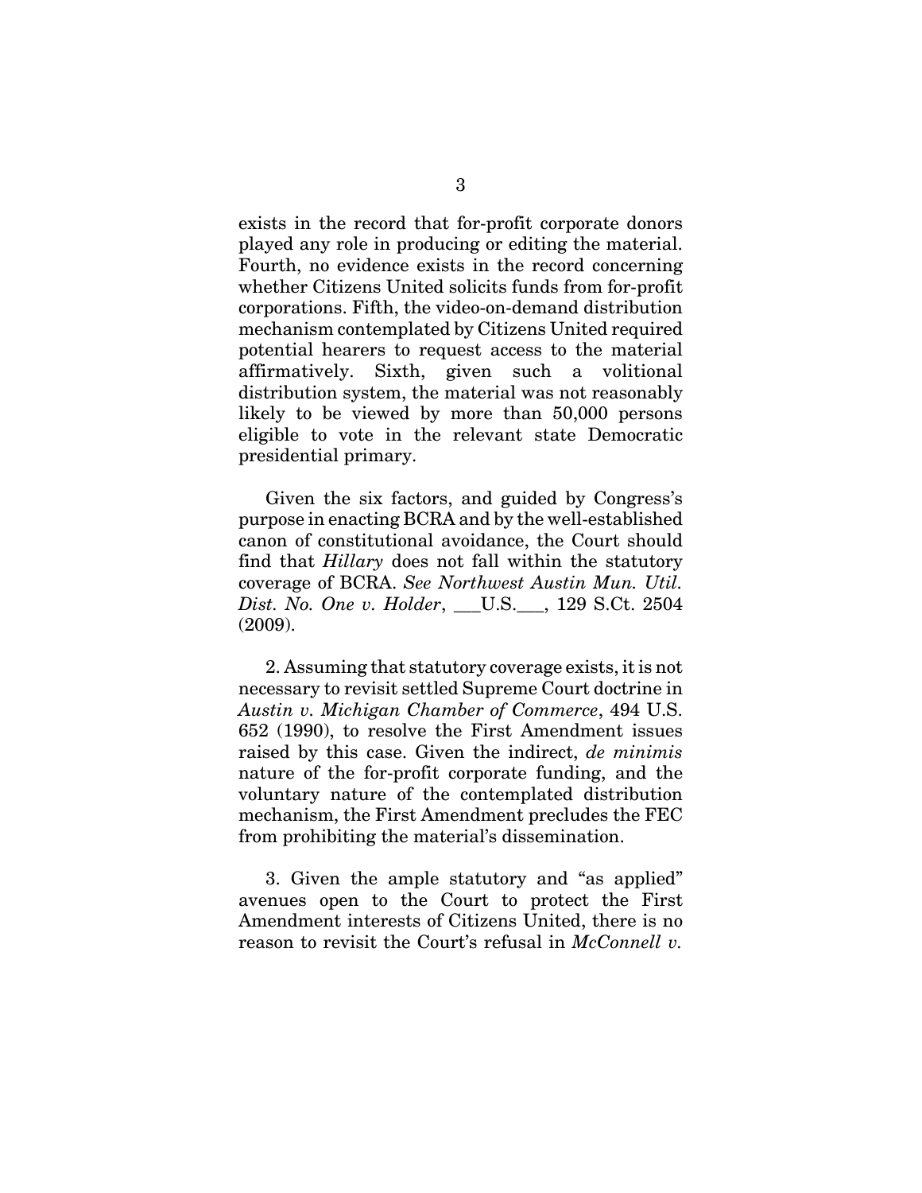exists in the record that for-profit corporate donors played any role in producing or editing the material. Fourth, no evidence exists in the record concerning whether Citizens United solicits funds from for-profit corporations. Fifth, the video-on-demand distribution mechanism contemplated by Citizens United required potential hearers to request access to the material affirmatively. Sixth, given such a volitional distribution system, the material was not reasonably likely to be viewed by more than 50,000 persons eligible to vote in the relevant state Democratic presidential primary.

Given the six factors, and guided by Congress's purpose in enacting BCRA and by the well-established canon of constitutional avoidance, the Court should find that *Hillary* does not fall within the statutory coverage of BCRA. *See Northwest Austin Mun. Util. Dist. No. One v. Holder*, ___U.S.___, 129 S.Ct. 2504 (2009).

2. Assuming that statutory coverage exists, it is not necessary to revisit settled Supreme Court doctrine in *Austin v. Michigan Chamber of Commerce*, 494 U.S. 652 (1990), to resolve the First Amendment issues raised by this case. Given the indirect, *de minimis* nature of the for-profit corporate funding, and the voluntary nature of the contemplated distribution mechanism, the First Amendment precludes the FEC from prohibiting the material's dissemination.

3. Given the ample statutory and "as applied" avenues open to the Court to protect the First Amendment interests of Citizens United, there is no reason to revisit the Court's refusal in *McConnell v.*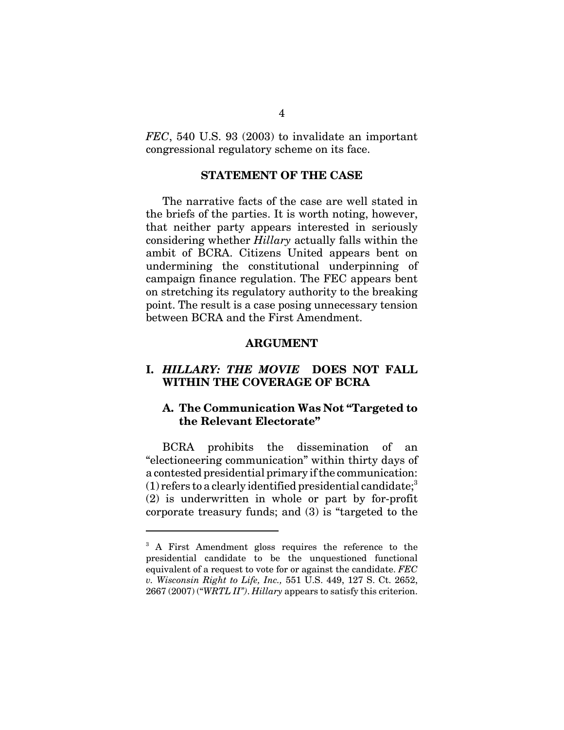*FEC*, 540 U.S. 93 (2003) to invalidate an important congressional regulatory scheme on its face.

## STATEMENT OF THE CASE

The narrative facts of the case are well stated in the briefs of the parties. It is worth noting, however, that neither party appears interested in seriously considering whether *Hillary* actually falls within the ambit of BCRA. Citizens United appears bent on undermining the constitutional underpinning of campaign finance regulation. The FEC appears bent on stretching its regulatory authority to the breaking point. The result is a case posing unnecessary tension between BCRA and the First Amendment.

## ARGUMENT

### I. *HILLARY: THE MOVIE* DOES NOT FALL WITHIN THE COVERAGE OF BCRA

#### A. The Communication Was Not "Targeted to the Relevant Electorate"

BCRA prohibits the dissemination of an "electioneering communication" within thirty days of a contested presidential primary if the communication: (1) refers to a clearly identified presidential candidate;[3] (2) is underwritten in whole or part by for-profit corporate treasury funds; and (3) is "targeted to the

---

[3] A First Amendment gloss requires the reference to the presidential candidate to be the unquestioned functional equivalent of a request to vote for or against the candidate. *FEC v. Wisconsin Right to Life, Inc.,* 551 U.S. 449, 127 S. Ct. 2652, 2667 (2007) ("*WRTL II*"). *Hillary* appears to satisfy this criterion.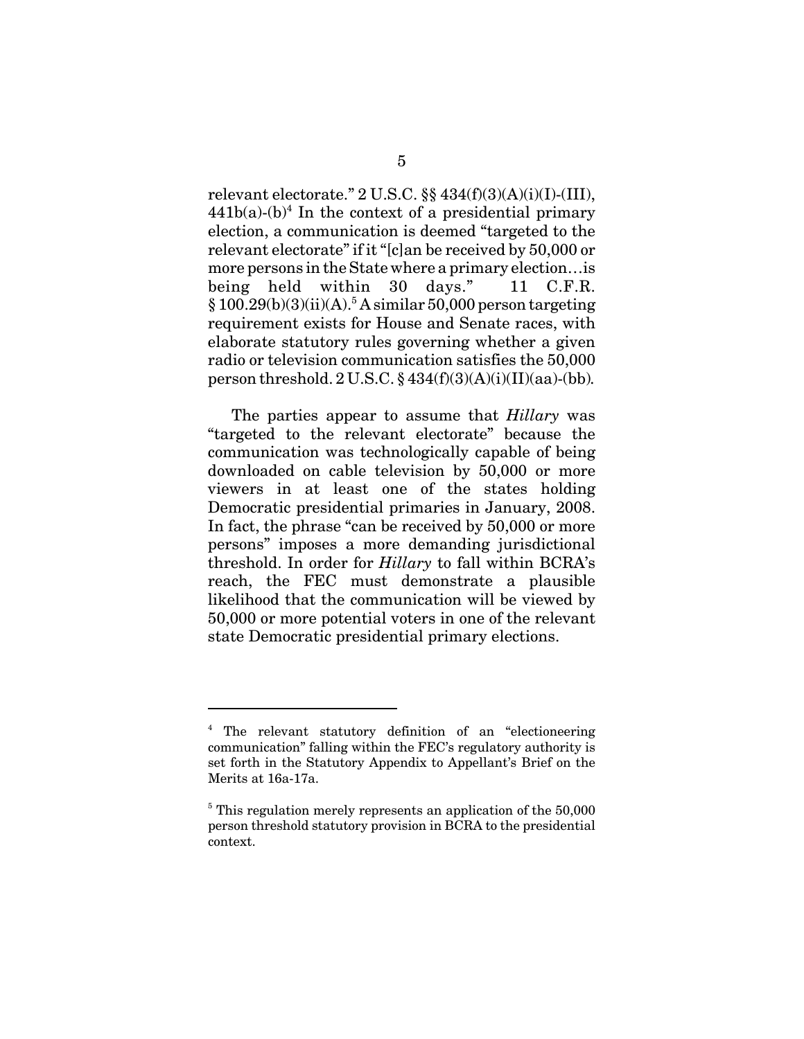relevant electorate." 2 U.S.C. §§ 434(f)(3)(A)(i)(I)-(III), 441b(a)-(b)[4] In the context of a presidential primary election, a communication is deemed "targeted to the relevant electorate" if it "[c]an be received by 50,000 or more persons in the State where a primary election…is being held within 30 days." 11 C.F.R. § 100.29(b)(3)(ii)(A).[5] A similar 50,000 person targeting requirement exists for House and Senate races, with elaborate statutory rules governing whether a given radio or television communication satisfies the 50,000 person threshold. 2 U.S.C. § 434(f)(3)(A)(i)(II)(aa)-(bb).

The parties appear to assume that *Hillary* was "targeted to the relevant electorate" because the communication was technologically capable of being downloaded on cable television by 50,000 or more viewers in at least one of the states holding Democratic presidential primaries in January, 2008. In fact, the phrase "can be received by 50,000 or more persons" imposes a more demanding jurisdictional threshold. In order for *Hillary* to fall within BCRA's reach, the FEC must demonstrate a plausible likelihood that the communication will be viewed by 50,000 or more potential voters in one of the relevant state Democratic presidential primary elections.

---

[4] The relevant statutory definition of an "electioneering communication" falling within the FEC's regulatory authority is set forth in the Statutory Appendix to Appellant's Brief on the Merits at 16a-17a.

[5] This regulation merely represents an application of the 50,000 person threshold statutory provision in BCRA to the presidential context.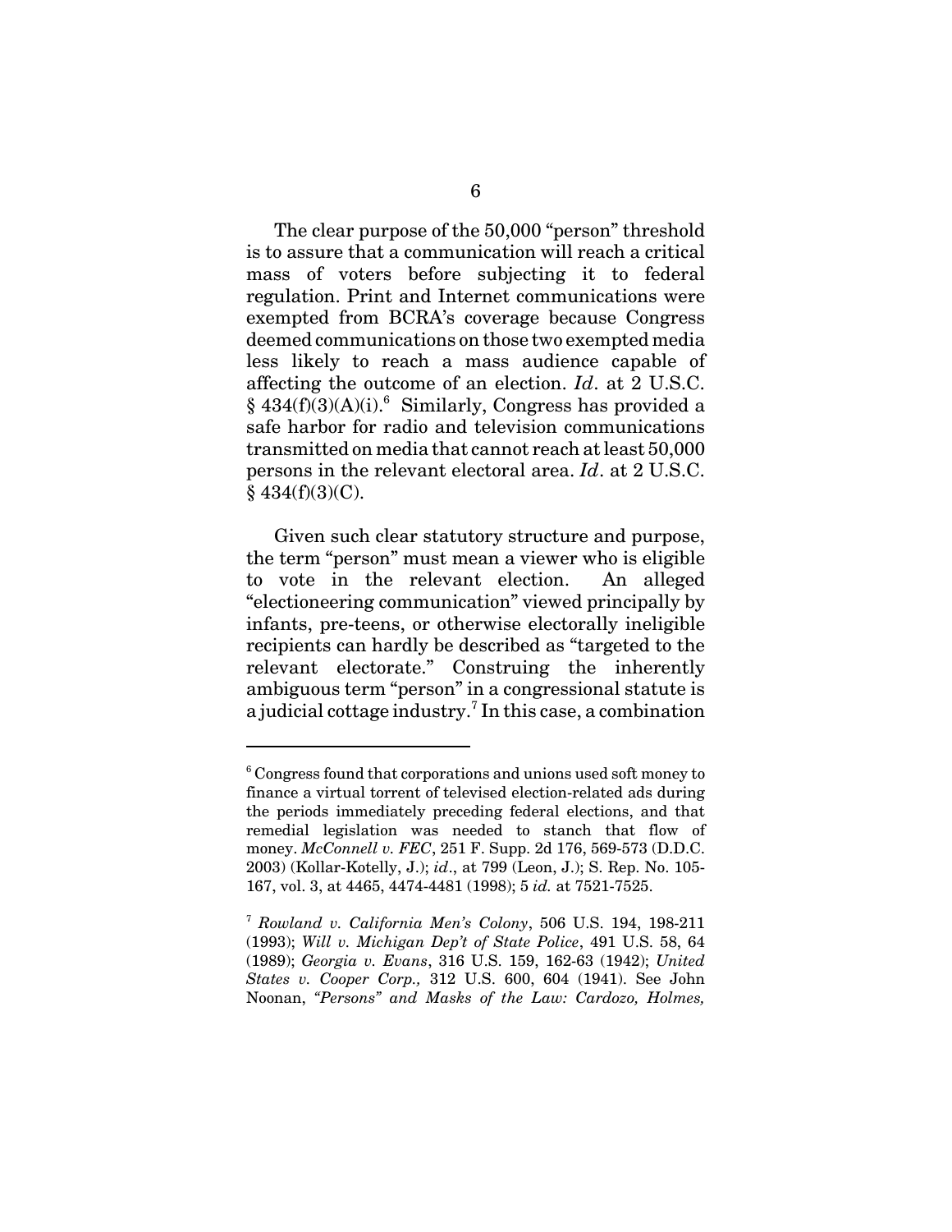The clear purpose of the 50,000 "person" threshold is to assure that a communication will reach a critical mass of voters before subjecting it to federal regulation. Print and Internet communications were exempted from BCRA's coverage because Congress deemed communications on those two exempted media less likely to reach a mass audience capable of affecting the outcome of an election. *Id*. at 2 U.S.C. § 434(f)(3)(A)(i).[6] Similarly, Congress has provided a safe harbor for radio and television communications transmitted on media that cannot reach at least 50,000 persons in the relevant electoral area. *Id*. at 2 U.S.C. § 434(f)(3)(C).

Given such clear statutory structure and purpose, the term "person" must mean a viewer who is eligible to vote in the relevant election. An alleged "electioneering communication" viewed principally by infants, pre-teens, or otherwise electorally ineligible recipients can hardly be described as "targeted to the relevant electorate." Construing the inherently ambiguous term "person" in a congressional statute is a judicial cottage industry.[7] In this case, a combination

[6] Congress found that corporations and unions used soft money to finance a virtual torrent of televised election-related ads during the periods immediately preceding federal elections, and that remedial legislation was needed to stanch that flow of money. *McConnell v. FEC*, 251 F. Supp. 2d 176, 569-573 (D.D.C. 2003) (Kollar-Kotelly, J.); *id*., at 799 (Leon, J.); S. Rep. No. 105-167, vol. 3, at 4465, 4474-4481 (1998); 5 *id.* at 7521-7525.

[7] *Rowland v. California Men's Colony*, 506 U.S. 194, 198-211 (1993); *Will v. Michigan Dep't of State Police*, 491 U.S. 58, 64 (1989); *Georgia v. Evans*, 316 U.S. 159, 162-63 (1942); *United States v. Cooper Corp.,* 312 U.S. 600, 604 (1941). See John Noonan, *"Persons" and Masks of the Law: Cardozo, Holmes,*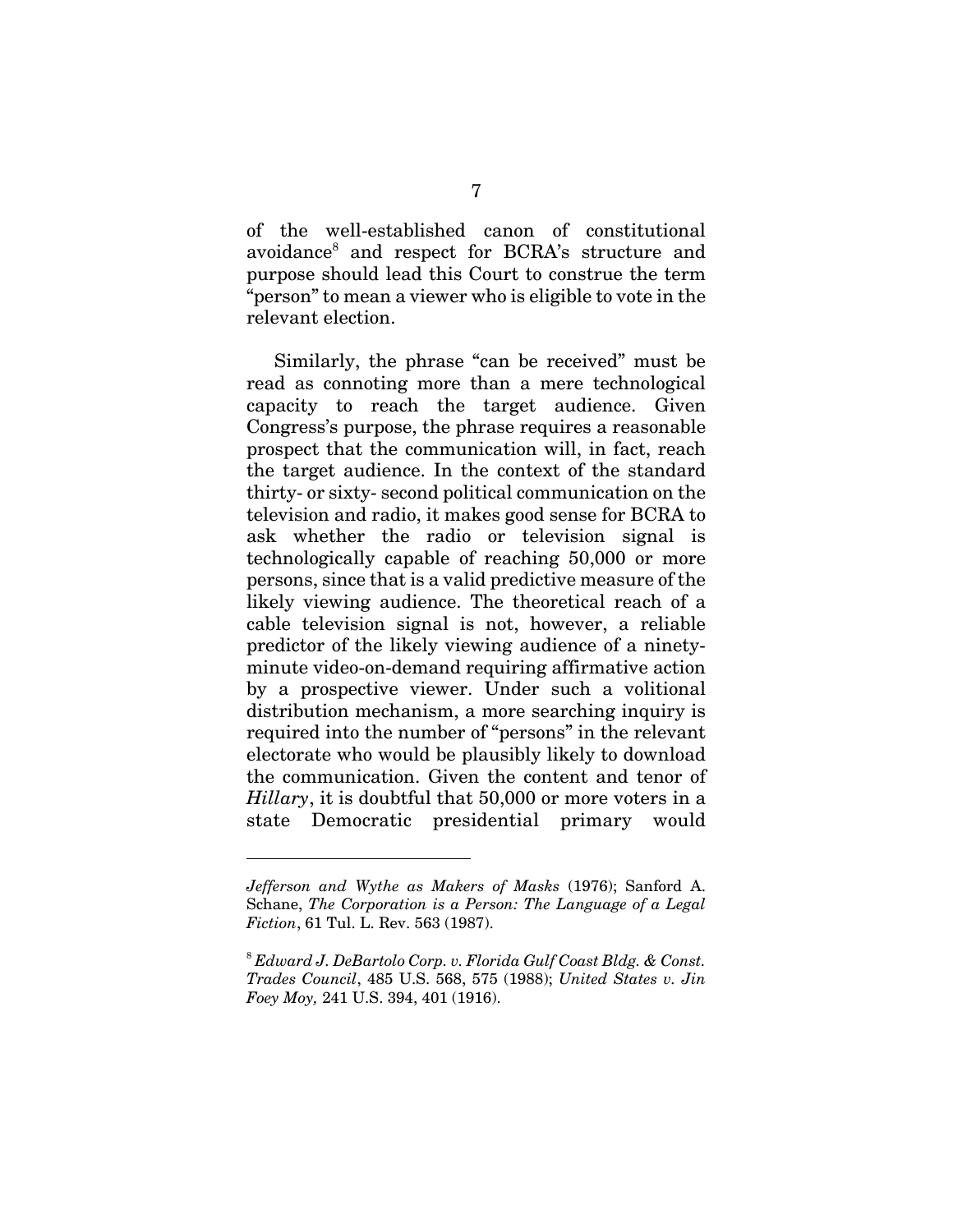of the well-established canon of constitutional avoidance[8] and respect for BCRA's structure and purpose should lead this Court to construe the term "person" to mean a viewer who is eligible to vote in the relevant election.

Similarly, the phrase "can be received" must be read as connoting more than a mere technological capacity to reach the target audience. Given Congress's purpose, the phrase requires a reasonable prospect that the communication will, in fact, reach the target audience. In the context of the standard thirty- or sixty- second political communication on the television and radio, it makes good sense for BCRA to ask whether the radio or television signal is technologically capable of reaching 50,000 or more persons, since that is a valid predictive measure of the likely viewing audience. The theoretical reach of a cable television signal is not, however, a reliable predictor of the likely viewing audience of a ninety-minute video-on-demand requiring affirmative action by a prospective viewer. Under such a volitional distribution mechanism, a more searching inquiry is required into the number of "persons" in the relevant electorate who would be plausibly likely to download the communication. Given the content and tenor of *Hillary*, it is doubtful that 50,000 or more voters in a state Democratic presidential primary would

---

*Jefferson and Wythe as Makers of Masks* (1976); Sanford A. Schane, *The Corporation is a Person: The Language of a Legal Fiction*, 61 Tul. L. Rev. 563 (1987).

[8] *Edward J. DeBartolo Corp. v. Florida Gulf Coast Bldg. & Const. Trades Council*, 485 U.S. 568, 575 (1988); *United States v. Jin Foey Moy,* 241 U.S. 394, 401 (1916).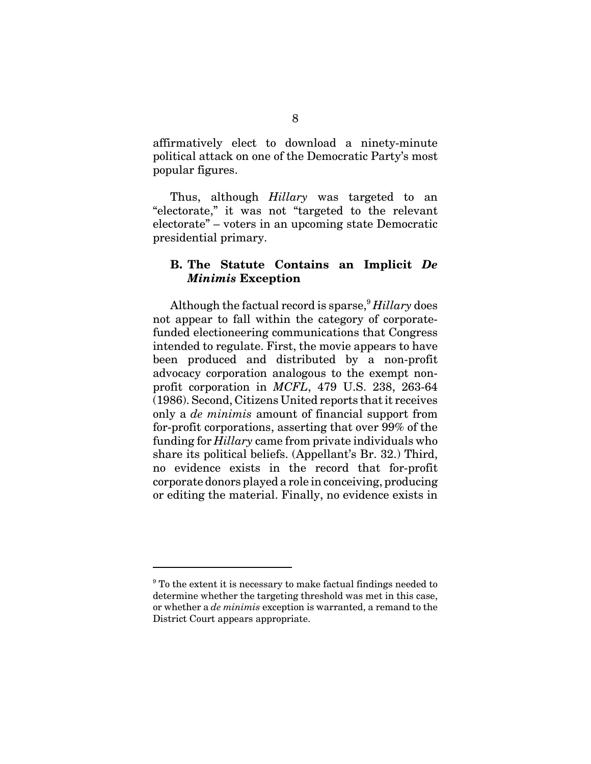affirmatively elect to download a ninety-minute political attack on one of the Democratic Party's most popular figures.

Thus, although *Hillary* was targeted to an "electorate," it was not "targeted to the relevant electorate" – voters in an upcoming state Democratic presidential primary.

### B. The Statute Contains an Implicit *De Minimis* Exception

Although the factual record is sparse,[9] *Hillary* does not appear to fall within the category of corporate-funded electioneering communications that Congress intended to regulate. First, the movie appears to have been produced and distributed by a non-profit advocacy corporation analogous to the exempt non-profit corporation in *MCFL*, 479 U.S. 238, 263-64 (1986). Second, Citizens United reports that it receives only a *de minimis* amount of financial support from for-profit corporations, asserting that over 99% of the funding for *Hillary* came from private individuals who share its political beliefs. (Appellant's Br. 32.) Third, no evidence exists in the record that for-profit corporate donors played a role in conceiving, producing or editing the material. Finally, no evidence exists in

---

[9] To the extent it is necessary to make factual findings needed to determine whether the targeting threshold was met in this case, or whether a *de minimis* exception is warranted, a remand to the District Court appears appropriate.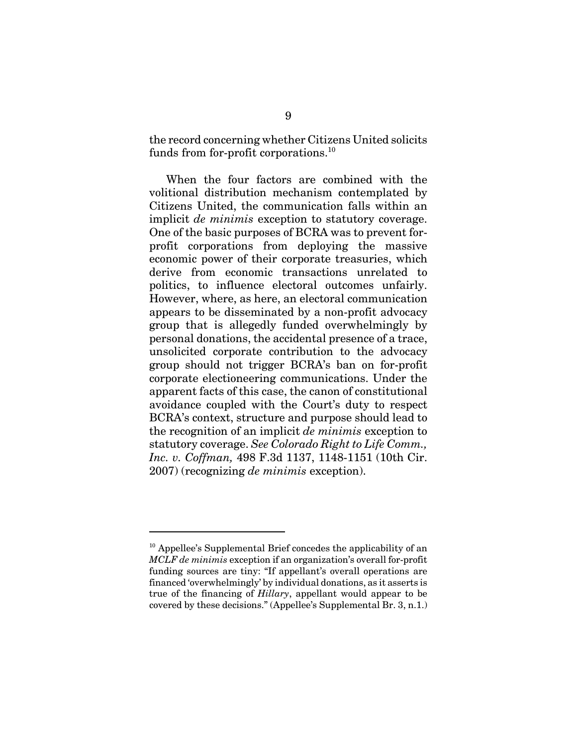the record concerning whether Citizens United solicits funds from for-profit corporations.[10]

When the four factors are combined with the volitional distribution mechanism contemplated by Citizens United, the communication falls within an implicit *de minimis* exception to statutory coverage. One of the basic purposes of BCRA was to prevent for-profit corporations from deploying the massive economic power of their corporate treasuries, which derive from economic transactions unrelated to politics, to influence electoral outcomes unfairly. However, where, as here, an electoral communication appears to be disseminated by a non-profit advocacy group that is allegedly funded overwhelmingly by personal donations, the accidental presence of a trace, unsolicited corporate contribution to the advocacy group should not trigger BCRA's ban on for-profit corporate electioneering communications. Under the apparent facts of this case, the canon of constitutional avoidance coupled with the Court's duty to respect BCRA's context, structure and purpose should lead to the recognition of an implicit *de minimis* exception to statutory coverage. *See Colorado Right to Life Comm., Inc. v. Coffman,* 498 F.3d 1137, 1148-1151 (10th Cir. 2007) (recognizing *de minimis* exception).

---

[10] Appellee's Supplemental Brief concedes the applicability of an *MCLF de minimis* exception if an organization's overall for-profit funding sources are tiny: "If appellant's overall operations are financed 'overwhelmingly' by individual donations, as it asserts is true of the financing of *Hillary*, appellant would appear to be covered by these decisions." (Appellee's Supplemental Br. 3, n.1.)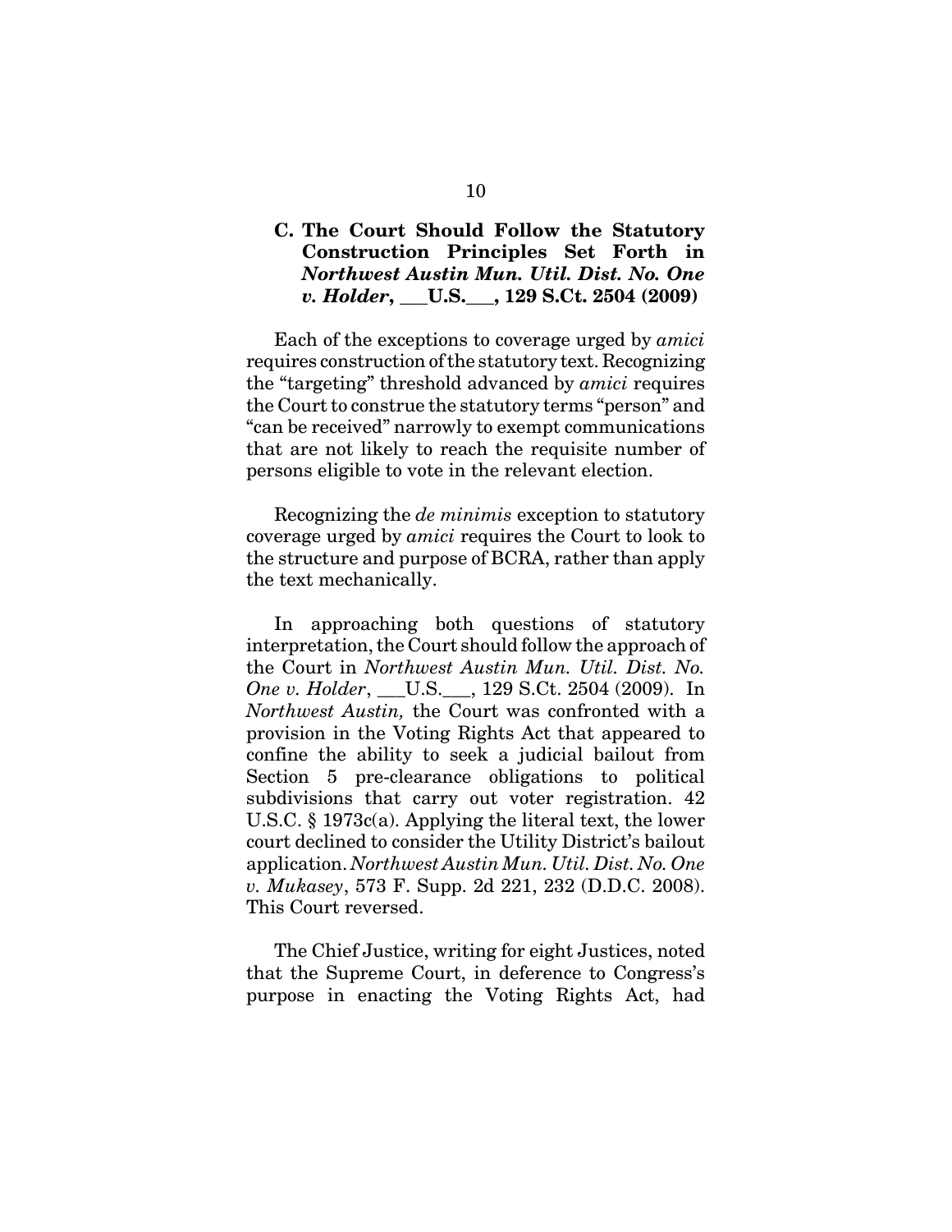### C. The Court Should Follow the Statutory Construction Principles Set Forth in *Northwest Austin Mun. Util. Dist. No. One v. Holder*, ___U.S.___, 129 S.Ct. 2504 (2009)

Each of the exceptions to coverage urged by *amici* requires construction of the statutory text. Recognizing the "targeting" threshold advanced by *amici* requires the Court to construe the statutory terms "person" and "can be received" narrowly to exempt communications that are not likely to reach the requisite number of persons eligible to vote in the relevant election.

Recognizing the *de minimis* exception to statutory coverage urged by *amici* requires the Court to look to the structure and purpose of BCRA, rather than apply the text mechanically.

In approaching both questions of statutory interpretation, the Court should follow the approach of the Court in *Northwest Austin Mun. Util. Dist. No. One v. Holder*, ___U.S.___, 129 S.Ct. 2504 (2009). In *Northwest Austin,* the Court was confronted with a provision in the Voting Rights Act that appeared to confine the ability to seek a judicial bailout from Section 5 pre-clearance obligations to political subdivisions that carry out voter registration. 42 U.S.C. § 1973c(a). Applying the literal text, the lower court declined to consider the Utility District's bailout application. *Northwest Austin Mun. Util. Dist. No. One v. Mukasey*, 573 F. Supp. 2d 221, 232 (D.D.C. 2008). This Court reversed.

The Chief Justice, writing for eight Justices, noted that the Supreme Court, in deference to Congress's purpose in enacting the Voting Rights Act, had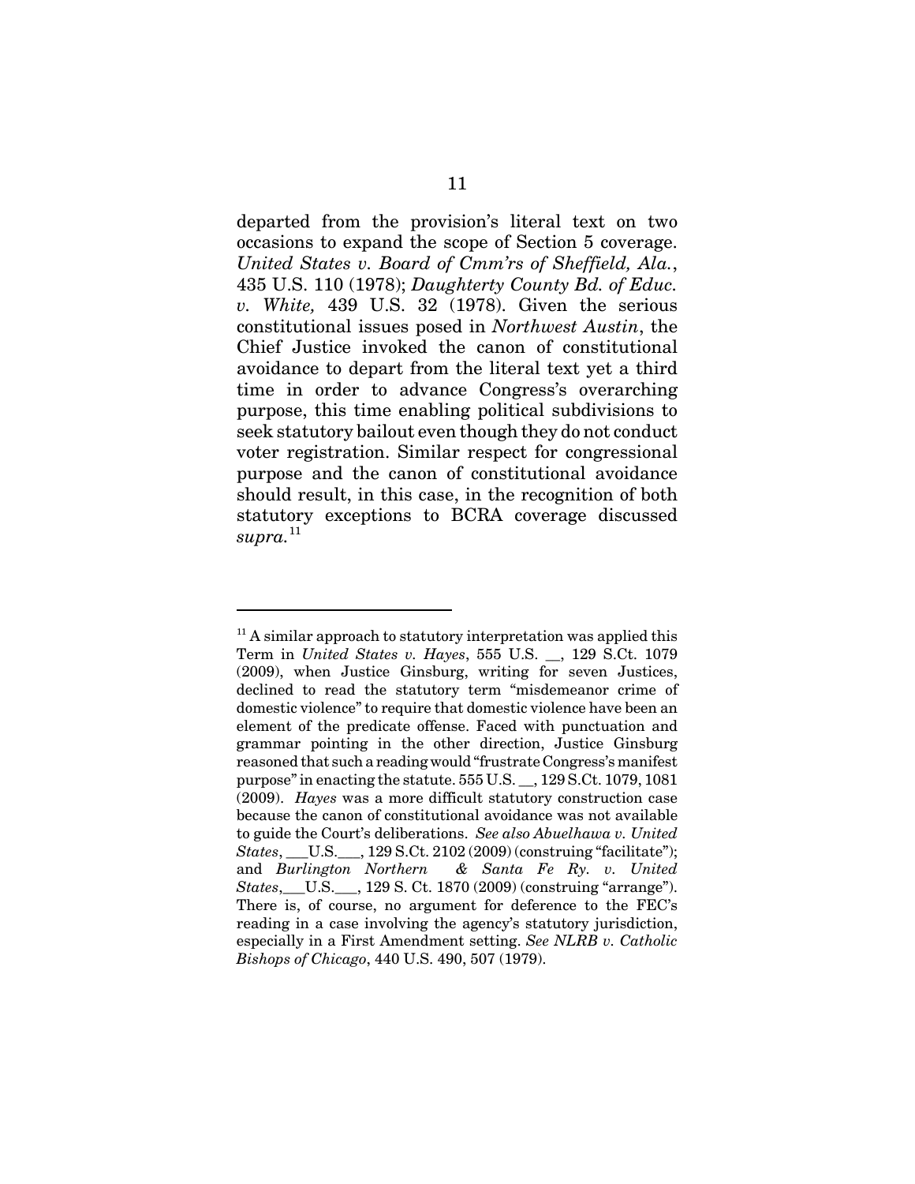departed from the provision's literal text on two occasions to expand the scope of Section 5 coverage. *United States v. Board of Cmm'rs of Sheffield, Ala.*, 435 U.S. 110 (1978); *Daughterty County Bd. of Educ. v. White,* 439 U.S. 32 (1978). Given the serious constitutional issues posed in *Northwest Austin*, the Chief Justice invoked the canon of constitutional avoidance to depart from the literal text yet a third time in order to advance Congress's overarching purpose, this time enabling political subdivisions to seek statutory bailout even though they do not conduct voter registration. Similar respect for congressional purpose and the canon of constitutional avoidance should result, in this case, in the recognition of both statutory exceptions to BCRA coverage discussed *supra.*[11]

---

[11] A similar approach to statutory interpretation was applied this Term in *United States v. Hayes*, 555 U.S. __, 129 S.Ct. 1079 (2009), when Justice Ginsburg, writing for seven Justices, declined to read the statutory term "misdemeanor crime of domestic violence" to require that domestic violence have been an element of the predicate offense. Faced with punctuation and grammar pointing in the other direction, Justice Ginsburg reasoned that such a reading would "frustrate Congress's manifest purpose" in enacting the statute. 555 U.S. __, 129 S.Ct. 1079, 1081 (2009). *Hayes* was a more difficult statutory construction case because the canon of constitutional avoidance was not available to guide the Court's deliberations. *See also Abuelhawa v. United States*, ___U.S.___, 129 S.Ct. 2102 (2009) (construing "facilitate"); and *Burlington Northern & Santa Fe Ry. v. United States*,___U.S.___, 129 S. Ct. 1870 (2009) (construing "arrange"). There is, of course, no argument for deference to the FEC's reading in a case involving the agency's statutory jurisdiction, especially in a First Amendment setting. *See NLRB v. Catholic Bishops of Chicago*, 440 U.S. 490, 507 (1979).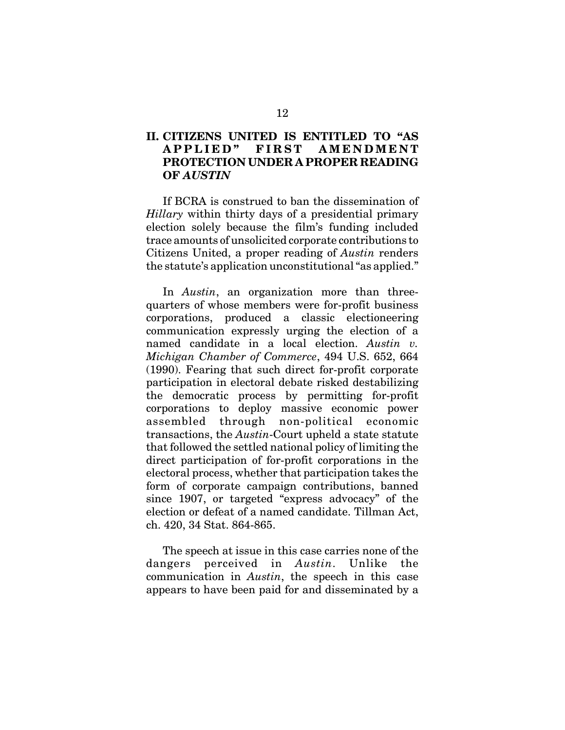## II. CITIZENS UNITED IS ENTITLED TO "AS APPLIED" FIRST AMENDMENT PROTECTION UNDER A PROPER READING OF *AUSTIN*

If BCRA is construed to ban the dissemination of *Hillary* within thirty days of a presidential primary election solely because the film's funding included trace amounts of unsolicited corporate contributions to Citizens United, a proper reading of *Austin* renders the statute's application unconstitutional "as applied."

In *Austin*, an organization more than three-quarters of whose members were for-profit business corporations, produced a classic electioneering communication expressly urging the election of a named candidate in a local election. *Austin v. Michigan Chamber of Commerce*, 494 U.S. 652, 664 (1990). Fearing that such direct for-profit corporate participation in electoral debate risked destabilizing the democratic process by permitting for-profit corporations to deploy massive economic power assembled through non-political economic transactions, the *Austin*-Court upheld a state statute that followed the settled national policy of limiting the direct participation of for-profit corporations in the electoral process, whether that participation takes the form of corporate campaign contributions, banned since 1907, or targeted "express advocacy" of the election or defeat of a named candidate. Tillman Act, ch. 420, 34 Stat. 864-865.

The speech at issue in this case carries none of the dangers perceived in *Austin*. Unlike the communication in *Austin*, the speech in this case appears to have been paid for and disseminated by a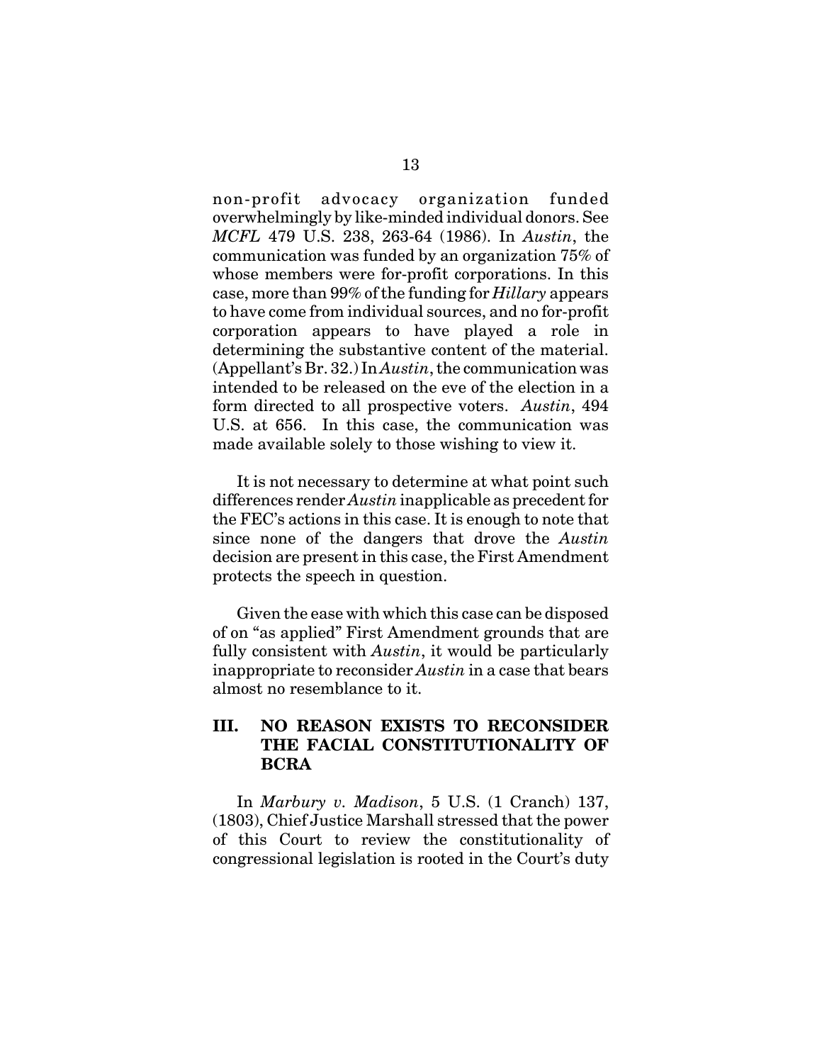non-profit advocacy organization funded overwhelmingly by like-minded individual donors. See *MCFL* 479 U.S. 238, 263-64 (1986). In *Austin*, the communication was funded by an organization 75% of whose members were for-profit corporations. In this case, more than 99% of the funding for *Hillary* appears to have come from individual sources, and no for-profit corporation appears to have played a role in determining the substantive content of the material. (Appellant's Br. 32.) In *Austin*, the communication was intended to be released on the eve of the election in a form directed to all prospective voters. *Austin*, 494 U.S. at 656. In this case, the communication was made available solely to those wishing to view it.

It is not necessary to determine at what point such differences render *Austin* inapplicable as precedent for the FEC's actions in this case. It is enough to note that since none of the dangers that drove the *Austin* decision are present in this case, the First Amendment protects the speech in question.

Given the ease with which this case can be disposed of on "as applied" First Amendment grounds that are fully consistent with *Austin*, it would be particularly inappropriate to reconsider *Austin* in a case that bears almost no resemblance to it.

## III. NO REASON EXISTS TO RECONSIDER THE FACIAL CONSTITUTIONALITY OF BCRA

In *Marbury v. Madison*, 5 U.S. (1 Cranch) 137, (1803), Chief Justice Marshall stressed that the power of this Court to review the constitutionality of congressional legislation is rooted in the Court's duty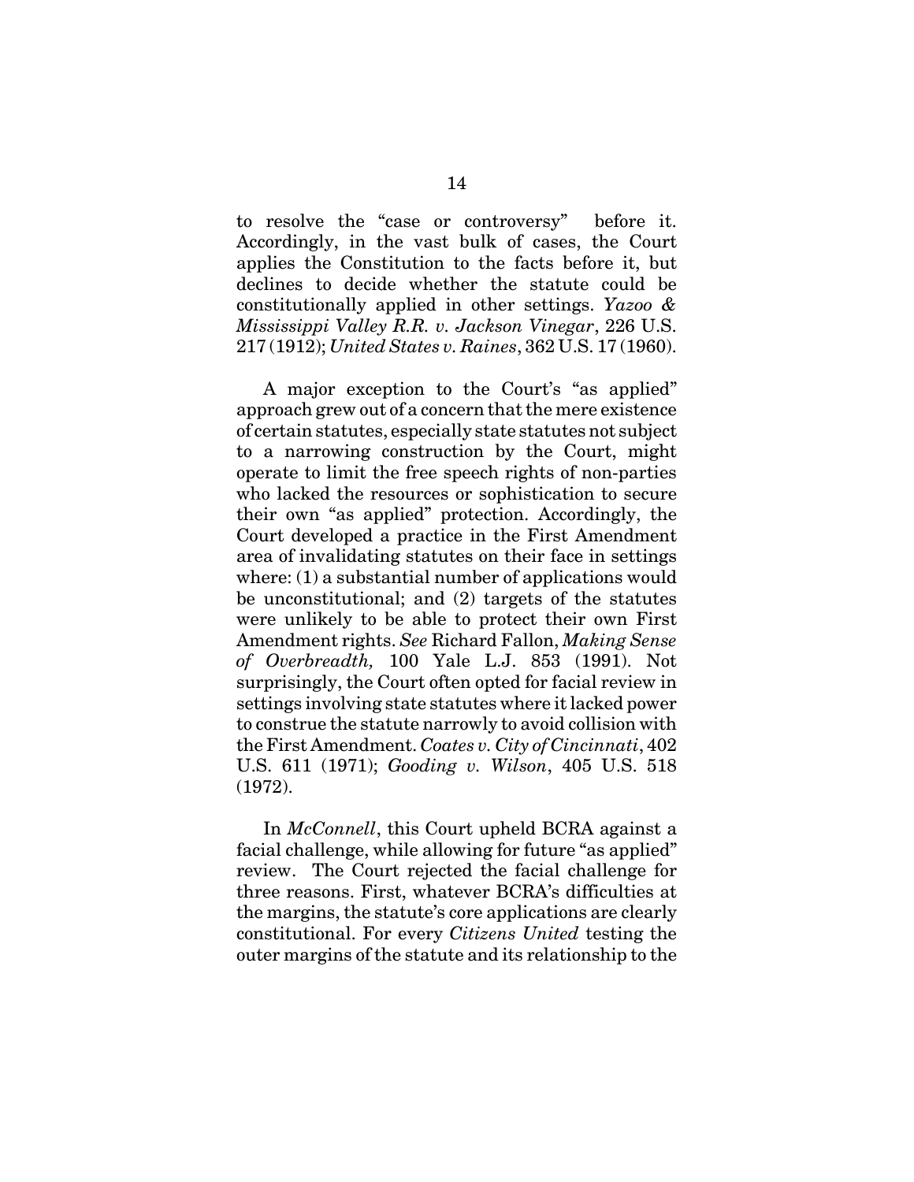to resolve the "case or controversy" before it. Accordingly, in the vast bulk of cases, the Court applies the Constitution to the facts before it, but declines to decide whether the statute could be constitutionally applied in other settings. *Yazoo & Mississippi Valley R.R. v. Jackson Vinegar*, 226 U.S. 217 (1912); *United States v. Raines*, 362 U.S. 17 (1960).

A major exception to the Court's "as applied" approach grew out of a concern that the mere existence of certain statutes, especially state statutes not subject to a narrowing construction by the Court, might operate to limit the free speech rights of non-parties who lacked the resources or sophistication to secure their own "as applied" protection. Accordingly, the Court developed a practice in the First Amendment area of invalidating statutes on their face in settings where: (1) a substantial number of applications would be unconstitutional; and (2) targets of the statutes were unlikely to be able to protect their own First Amendment rights. *See* Richard Fallon, *Making Sense of Overbreadth,* 100 Yale L.J. 853 (1991). Not surprisingly, the Court often opted for facial review in settings involving state statutes where it lacked power to construe the statute narrowly to avoid collision with the First Amendment. *Coates v. City of Cincinnati*, 402 U.S. 611 (1971); *Gooding v. Wilson*, 405 U.S. 518 (1972).

In *McConnell*, this Court upheld BCRA against a facial challenge, while allowing for future "as applied" review. The Court rejected the facial challenge for three reasons. First, whatever BCRA's difficulties at the margins, the statute's core applications are clearly constitutional. For every *Citizens United* testing the outer margins of the statute and its relationship to the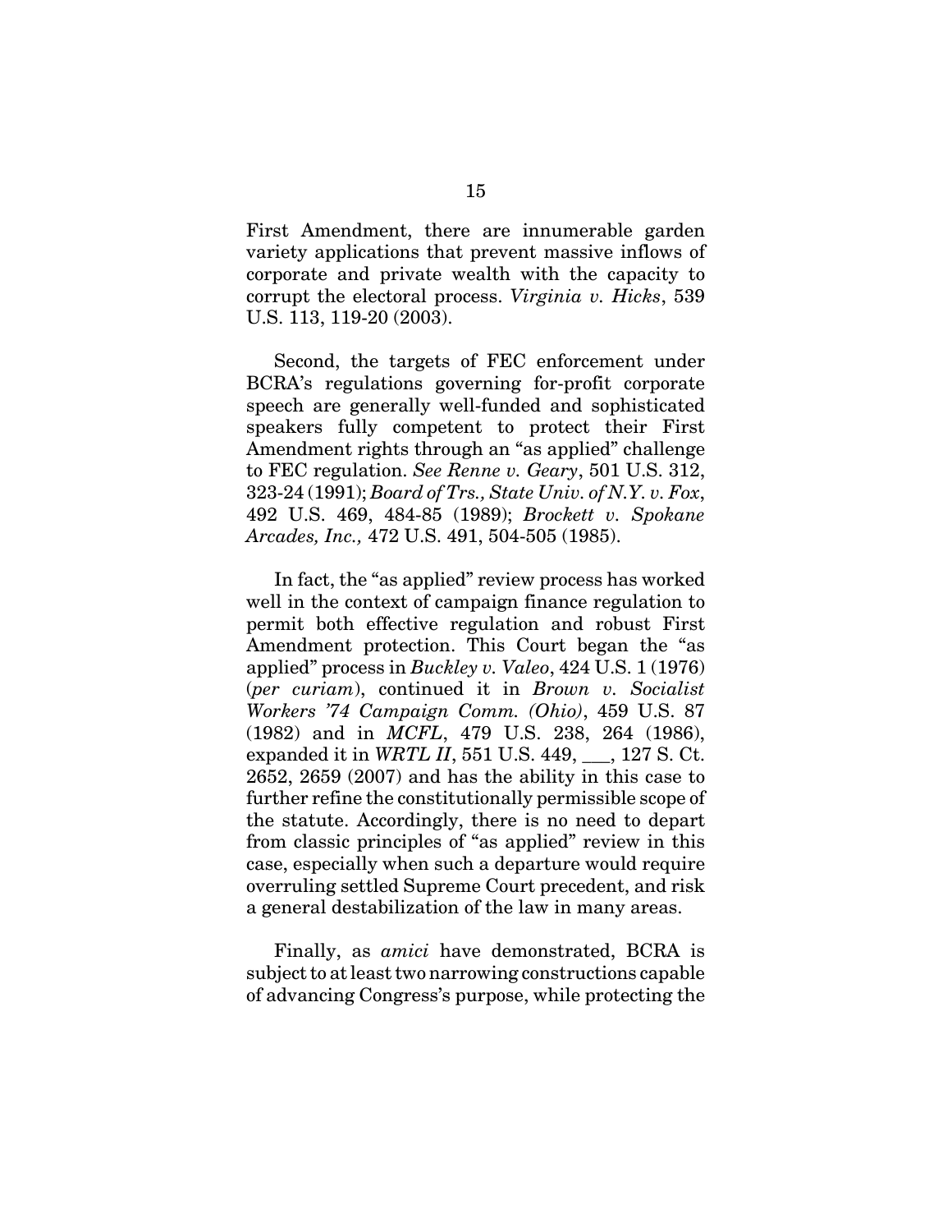First Amendment, there are innumerable garden variety applications that prevent massive inflows of corporate and private wealth with the capacity to corrupt the electoral process. *Virginia v. Hicks*, 539 U.S. 113, 119-20 (2003).

Second, the targets of FEC enforcement under BCRA's regulations governing for-profit corporate speech are generally well-funded and sophisticated speakers fully competent to protect their First Amendment rights through an "as applied" challenge to FEC regulation. *See Renne v. Geary*, 501 U.S. 312, 323-24 (1991); *Board of Trs., State Univ. of N.Y. v. Fox*, 492 U.S. 469, 484-85 (1989); *Brockett v. Spokane Arcades, Inc.,* 472 U.S. 491, 504-505 (1985).

In fact, the "as applied" review process has worked well in the context of campaign finance regulation to permit both effective regulation and robust First Amendment protection. This Court began the "as applied" process in *Buckley v. Valeo*, 424 U.S. 1 (1976) (*per curiam*), continued it in *Brown v. Socialist Workers '74 Campaign Comm. (Ohio)*, 459 U.S. 87 (1982) and in *MCFL*, 479 U.S. 238, 264 (1986), expanded it in *WRTL II*, 551 U.S. 449, ___, 127 S. Ct. 2652, 2659 (2007) and has the ability in this case to further refine the constitutionally permissible scope of the statute. Accordingly, there is no need to depart from classic principles of "as applied" review in this case, especially when such a departure would require overruling settled Supreme Court precedent, and risk a general destabilization of the law in many areas.

Finally, as *amici* have demonstrated, BCRA is subject to at least two narrowing constructions capable of advancing Congress's purpose, while protecting the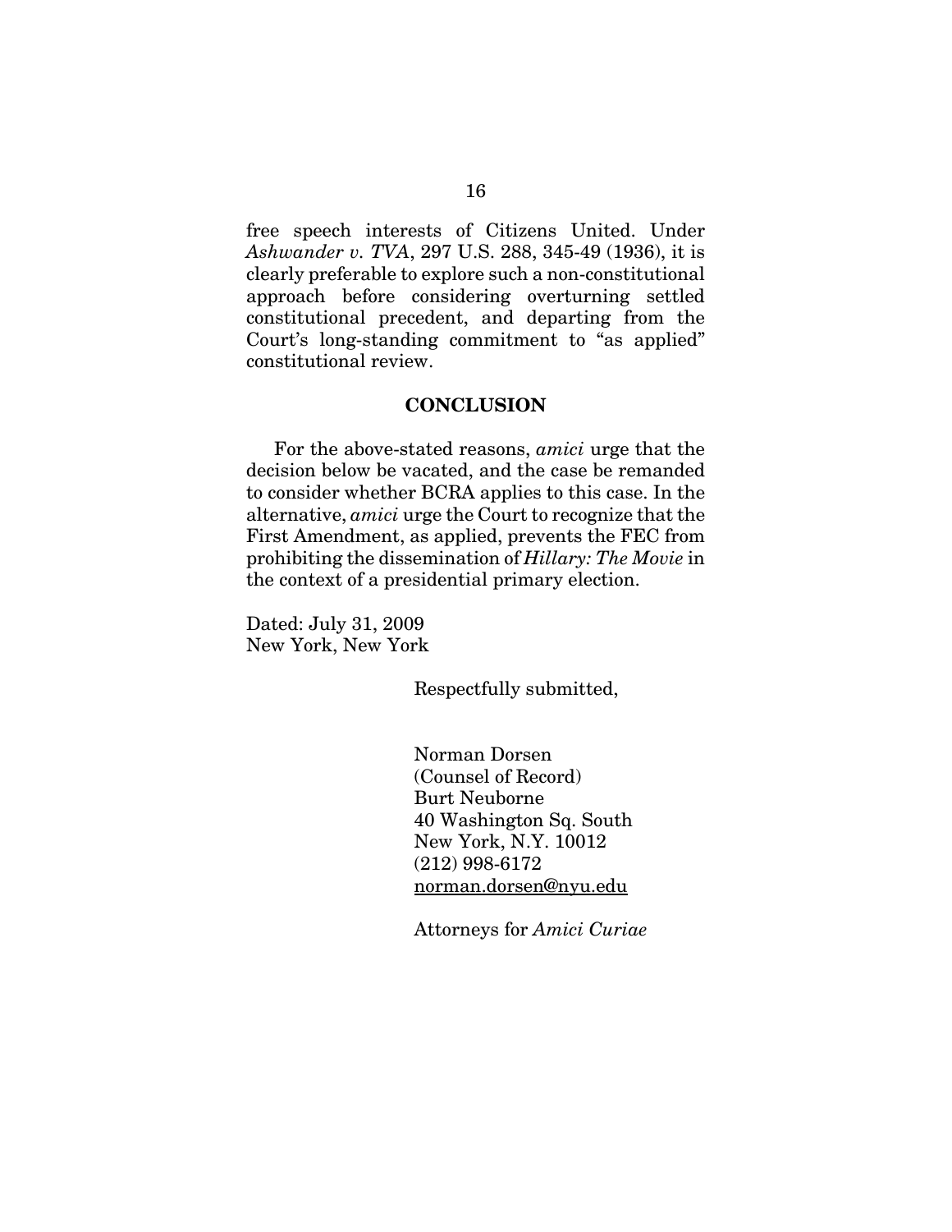free speech interests of Citizens United. Under *Ashwander v. TVA*, 297 U.S. 288, 345-49 (1936), it is clearly preferable to explore such a non-constitutional approach before considering overturning settled constitutional precedent, and departing from the Court's long-standing commitment to "as applied" constitutional review.

## CONCLUSION

For the above-stated reasons, *amici* urge that the decision below be vacated, and the case be remanded to consider whether BCRA applies to this case. In the alternative, *amici* urge the Court to recognize that the First Amendment, as applied, prevents the FEC from prohibiting the dissemination of *Hillary: The Movie* in the context of a presidential primary election.

Dated: July 31, 2009
New York, New York

Respectfully submitted,

Norman Dorsen
(Counsel of Record)
Burt Neuborne
40 Washington Sq. South
New York, N.Y. 10012
(212) 998-6172
norman.dorsen@nyu.edu

Attorneys for *Amici Curiae*